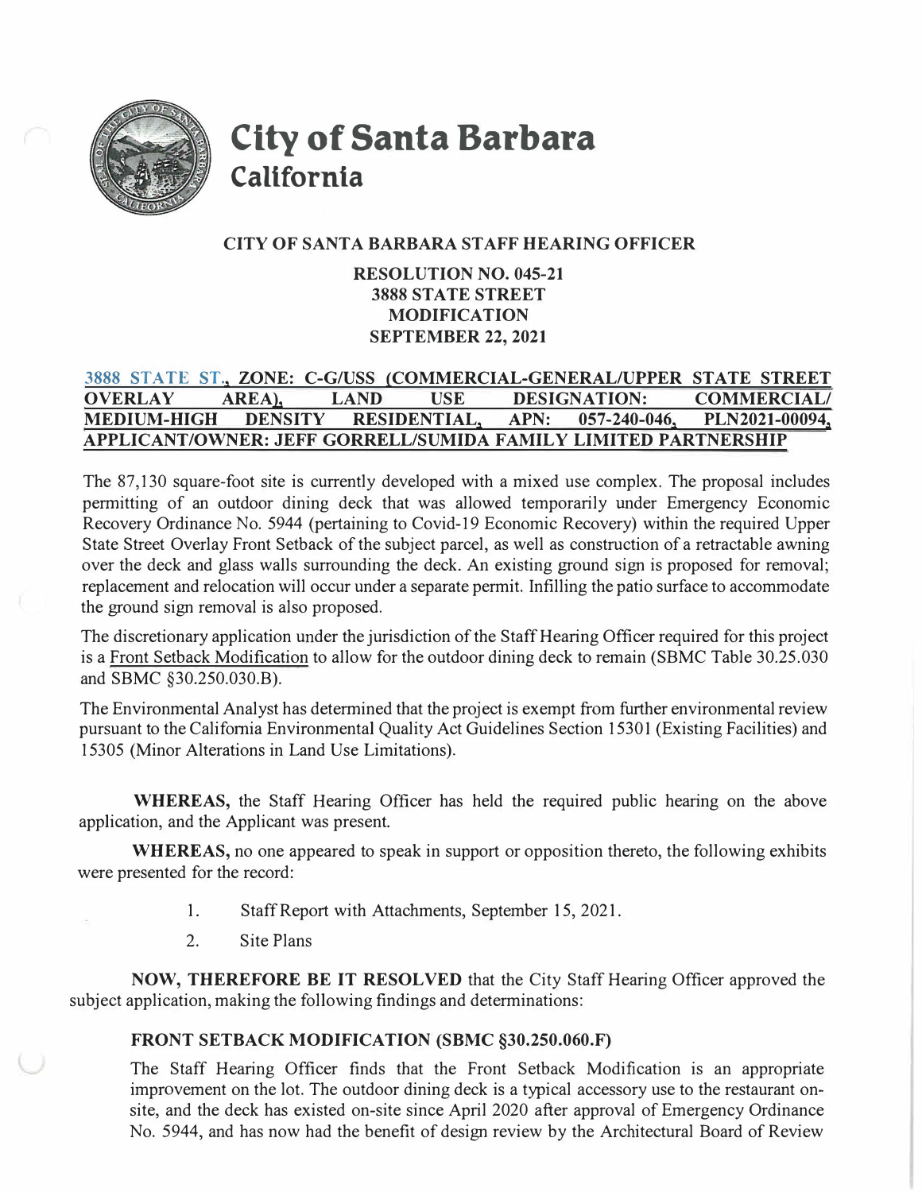# City of Santa Barbara
## California

### CITY OF SANTA BARBARA STAFF HEARING OFFICER

**RESOLUTION NO. 045-21**
**3888 STATE STREET**
**MODIFICATION**
**SEPTEMBER 22, 2021**

**3888 STATE ST., ZONE: C-G/USS (COMMERCIAL-GENERAL/UPPER STATE STREET OVERLAY AREA), LAND USE DESIGNATION: COMMERCIAL/ MEDIUM-HIGH DENSITY RESIDENTIAL, APN: 057-240-046, PLN2021-00094, APPLICANT/OWNER: JEFF GORRELL/SUMIDA FAMILY LIMITED PARTNERSHIP**

The 87,130 square-foot site is currently developed with a mixed use complex. The proposal includes permitting of an outdoor dining deck that was allowed temporarily under Emergency Economic Recovery Ordinance No. 5944 (pertaining to Covid-19 Economic Recovery) within the required Upper State Street Overlay Front Setback of the subject parcel, as well as construction of a retractable awning over the deck and glass walls surrounding the deck. An existing ground sign is proposed for removal; replacement and relocation will occur under a separate permit. Infilling the patio surface to accommodate the ground sign removal is also proposed.

The discretionary application under the jurisdiction of the Staff Hearing Officer required for this project is a Front Setback Modification to allow for the outdoor dining deck to remain (SBMC Table 30.25.030 and SBMC §30.250.030.B).

The Environmental Analyst has determined that the project is exempt from further environmental review pursuant to the California Environmental Quality Act Guidelines Section 15301 (Existing Facilities) and 15305 (Minor Alterations in Land Use Limitations).

**WHEREAS,** the Staff Hearing Officer has held the required public hearing on the above application, and the Applicant was present.

**WHEREAS,** no one appeared to speak in support or opposition thereto, the following exhibits were presented for the record:

1. Staff Report with Attachments, September 15, 2021.
2. Site Plans

**NOW, THEREFORE BE IT RESOLVED** that the City Staff Hearing Officer approved the subject application, making the following findings and determinations:

**FRONT SETBACK MODIFICATION (SBMC §30.250.060.F)**

The Staff Hearing Officer finds that the Front Setback Modification is an appropriate improvement on the lot. The outdoor dining deck is a typical accessory use to the restaurant on-site, and the deck has existed on-site since April 2020 after approval of Emergency Ordinance No. 5944, and has now had the benefit of design review by the Architectural Board of Review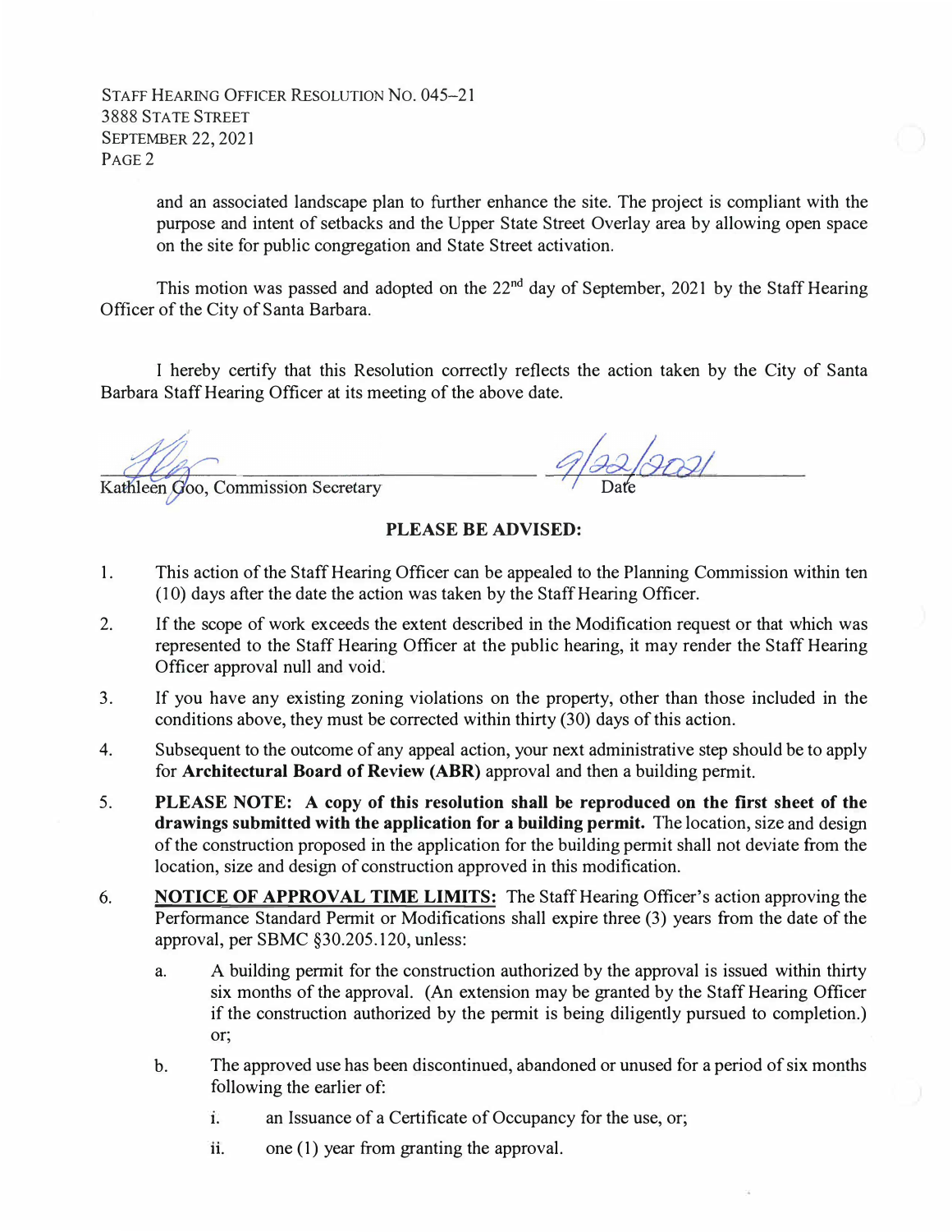and an associated landscape plan to further enhance the site. The project is compliant with the purpose and intent of setbacks and the Upper State Street Overlay area by allowing open space on the site for public congregation and State Street activation.

This motion was passed and adopted on the 22nd day of September, 2021 by the Staff Hearing Officer of the City of Santa Barbara.

I hereby certify that this Resolution correctly reflects the action taken by the City of Santa Barbara Staff Hearing Officer at its meeting of the above date.

Kathleen Goo, Commission Secretary 9/22/2021
Date

**PLEASE BE ADVISED:**

1. This action of the Staff Hearing Officer can be appealed to the Planning Commission within ten (10) days after the date the action was taken by the Staff Hearing Officer.
2. If the scope of work exceeds the extent described in the Modification request or that which was represented to the Staff Hearing Officer at the public hearing, it may render the Staff Hearing Officer approval null and void.
3. If you have any existing zoning violations on the property, other than those included in the conditions above, they must be corrected within thirty (30) days of this action.
4. Subsequent to the outcome of any appeal action, your next administrative step should be to apply for **Architectural Board of Review (ABR)** approval and then a building permit.
5. **PLEASE NOTE: A copy of this resolution shall be reproduced on the first sheet of the drawings submitted with the application for a building permit.** The location, size and design of the construction proposed in the application for the building permit shall not deviate from the location, size and design of construction approved in this modification.
6. **NOTICE OF APPROVAL TIME LIMITS:** The Staff Hearing Officer's action approving the Performance Standard Permit or Modifications shall expire three (3) years from the date of the approval, per SBMC §30.205.120, unless:
   a. A building permit for the construction authorized by the approval is issued within thirty six months of the approval. (An extension may be granted by the Staff Hearing Officer if the construction authorized by the permit is being diligently pursued to completion.) or;
   b. The approved use has been discontinued, abandoned or unused for a period of six months following the earlier of:
      i. an Issuance of a Certificate of Occupancy for the use, or;
      ii. one (1) year from granting the approval.